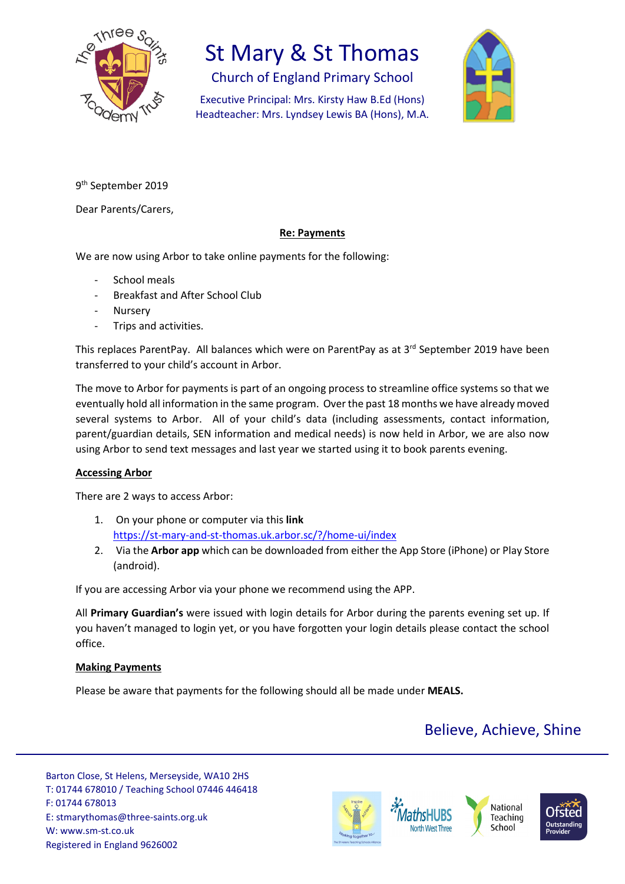# St Mary & St Thomas

## Church of England Primary School

Executive Principal: Mrs. Kirsty Haw B.Ed (Hons)
Headteacher: Mrs. Lyndsey Lewis BA (Hons), M.A.

9th September 2019

Dear Parents/Carers,

**Re: Payments**

We are now using Arbor to take online payments for the following:

- School meals
- Breakfast and After School Club
- Nursery
- Trips and activities.

This replaces ParentPay. All balances which were on ParentPay as at 3rd September 2019 have been transferred to your child's account in Arbor.

The move to Arbor for payments is part of an ongoing process to streamline office systems so that we eventually hold all information in the same program. Over the past 18 months we have already moved several systems to Arbor. All of your child's data (including assessments, contact information, parent/guardian details, SEN information and medical needs) is now held in Arbor, we are also now using Arbor to send text messages and last year we started using it to book parents evening.

**Accessing Arbor**

There are 2 ways to access Arbor:

1. On your phone or computer via this **link** https://st-mary-and-st-thomas.uk.arbor.sc/?/home-ui/index
2. Via the **Arbor app** which can be downloaded from either the App Store (iPhone) or Play Store (android).

If you are accessing Arbor via your phone we recommend using the APP.

All **Primary Guardian's** were issued with login details for Arbor during the parents evening set up. If you haven't managed to login yet, or you have forgotten your login details please contact the school office.

**Making Payments**

Please be aware that payments for the following should all be made under **MEALS.**

Believe, Achieve, Shine

Barton Close, St Helens, Merseyside, WA10 2HS
T: 01744 678010 / Teaching School 07446 446418
F: 01744 678013
E: stmarythomas@three-saints.org.uk
W: www.sm-st.co.uk
Registered in England 9626002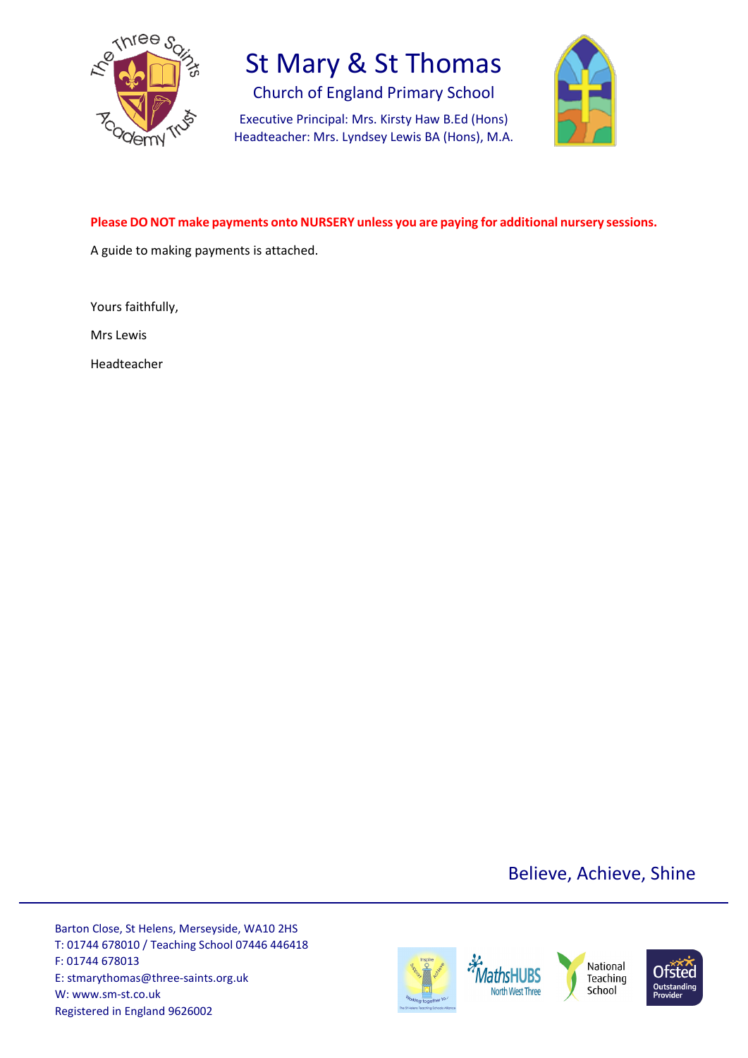**Please DO NOT make payments onto NURSERY unless you are paying for additional nursery sessions.**

A guide to making payments is attached.

Yours faithfully,

Mrs Lewis

Headteacher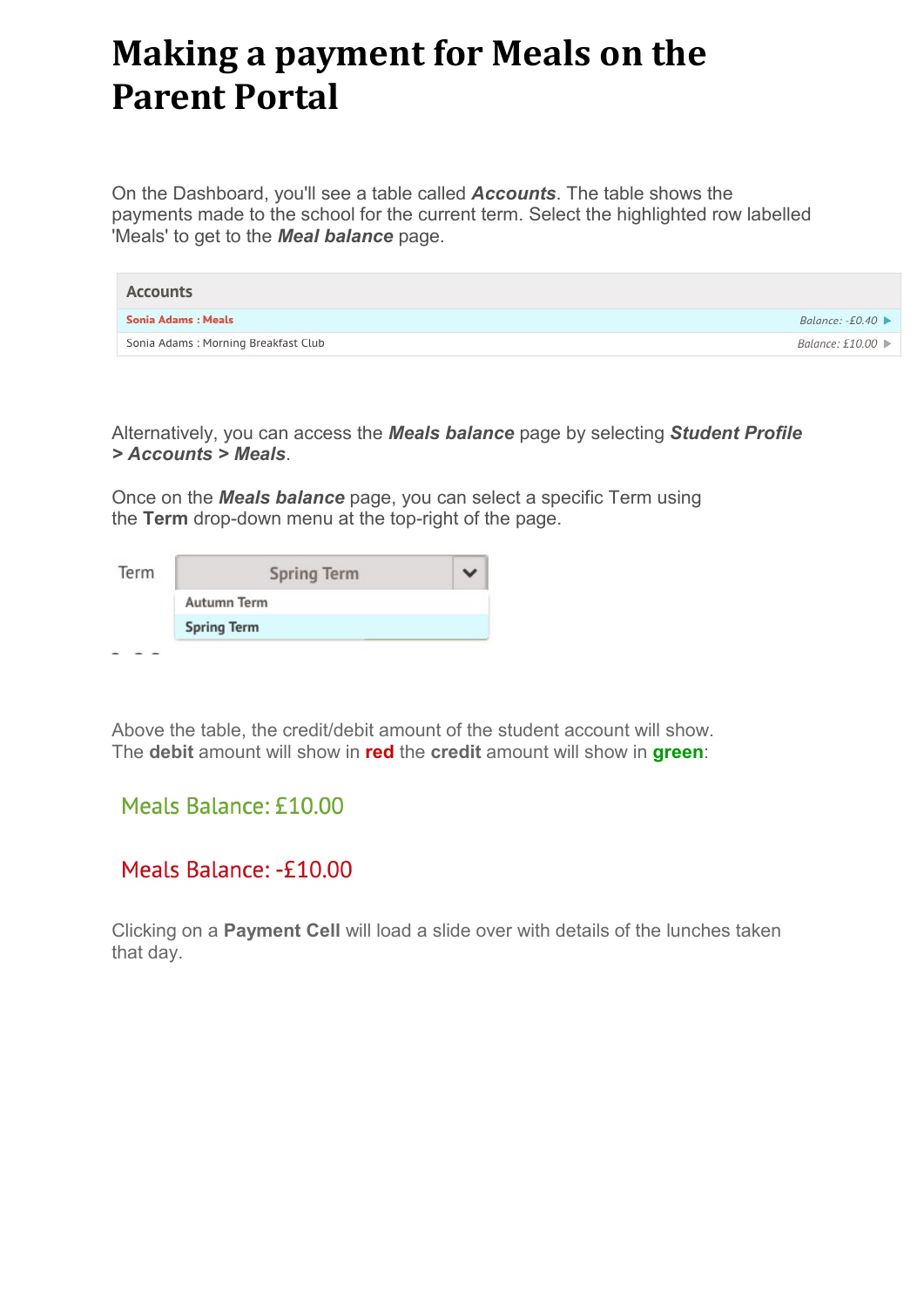# Making a payment for Meals on the Parent Portal

On the Dashboard, you'll see a table called ***Accounts***. The table shows the payments made to the school for the current term. Select the highlighted row labelled 'Meals' to get to the ***Meal balance*** page.

| Accounts | |
|---|---|
| Sonia Adams : Meals | *Balance: -£0.40* ▶ |
| Sonia Adams : Morning Breakfast Club | *Balance: £10.00* ▶ |

Alternatively, you can access the ***Meals balance*** page by selecting ***Student Profile > Accounts > Meals***.

Once on the ***Meals balance*** page, you can select a specific Term using the **Term** drop-down menu at the top-right of the page.

Term: Spring Term
- Autumn Term
- Spring Term

Above the table, the credit/debit amount of the student account will show. The **debit** amount will show in **red** the **credit** amount will show in **green**:

Meals Balance: £10.00

Meals Balance: -£10.00

Clicking on a **Payment Cell** will load a slide over with details of the lunches taken that day.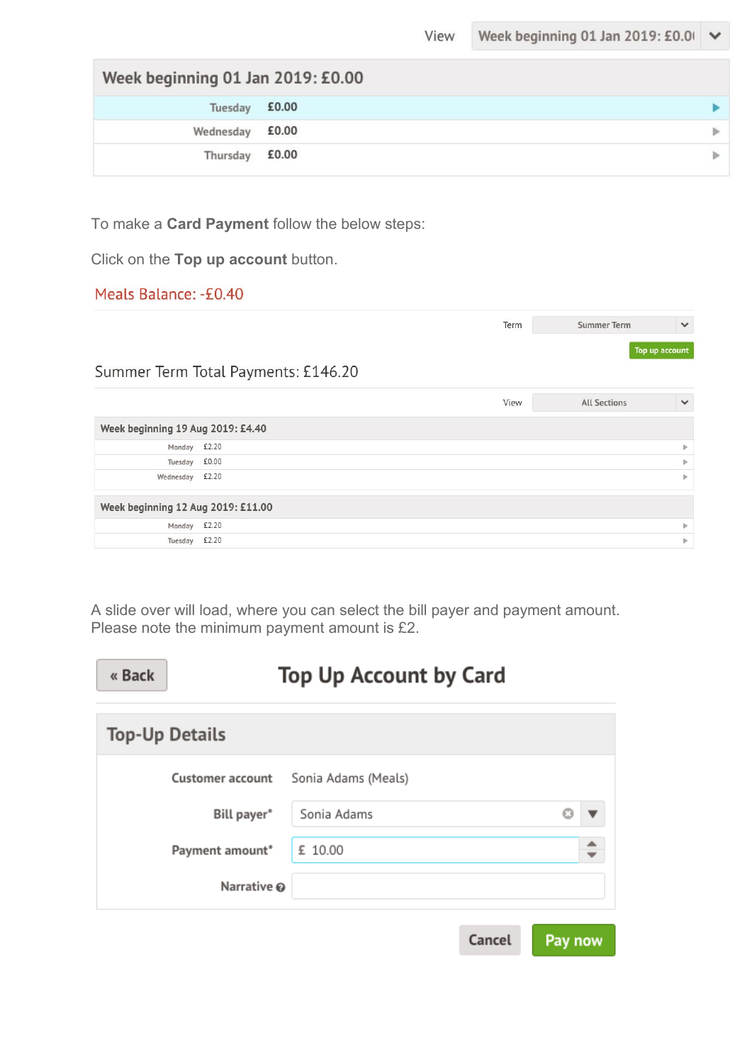View: Week beginning 01 Jan 2019: £0.0(

**Week beginning 01 Jan 2019: £0.00**

| | |
|---|---|
| Tuesday | £0.00 |
| Wednesday | £0.00 |
| Thursday | £0.00 |

To make a **Card Payment** follow the below steps:

Click on the **Top up account** button.

Meals Balance: -£0.40

Term: Summer Term

Top up account

Summer Term Total Payments: £146.20

View: All Sections

**Week beginning 19 Aug 2019: £4.40**

| | |
|---|---|
| Monday | £2.20 |
| Tuesday | £0.00 |
| Wednesday | £2.20 |

**Week beginning 12 Aug 2019: £11.00**

| | |
|---|---|
| Monday | £2.20 |
| Tuesday | £2.20 |

A slide over will load, where you can select the bill payer and payment amount. Please note the minimum payment amount is £2.

« Back

## Top Up Account by Card

### Top-Up Details

| | |
|---|---|
| Customer account | Sonia Adams (Meals) |
| Bill payer* | Sonia Adams |
| Payment amount* | £ 10.00 |
| Narrative | |

Cancel | Pay now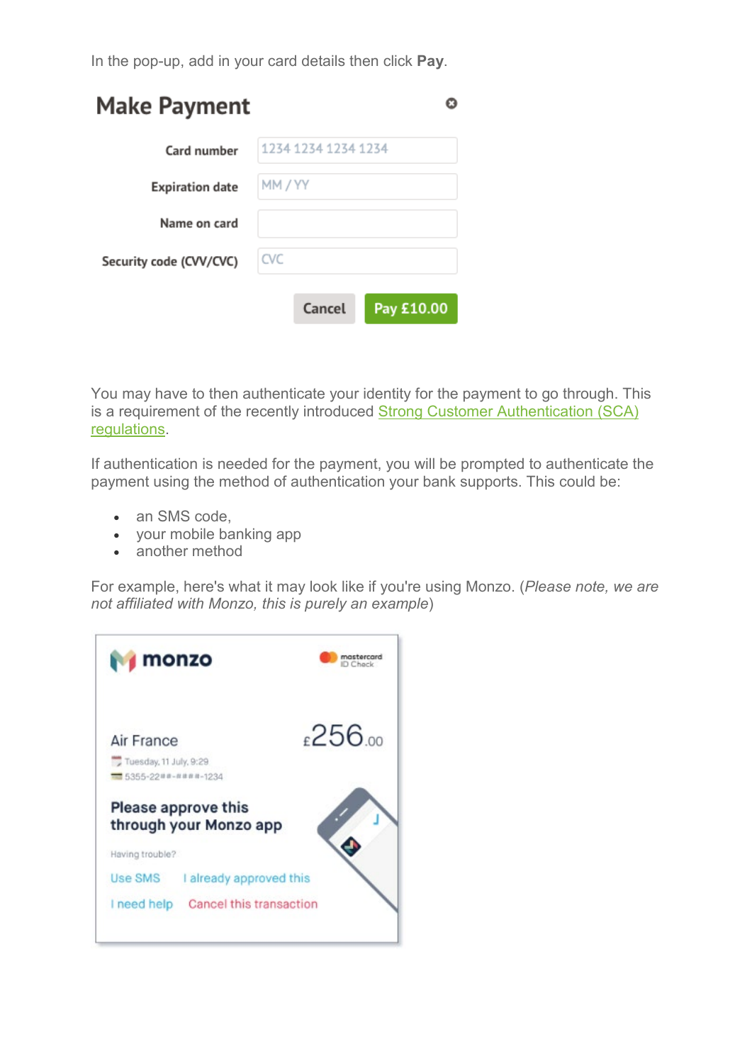In the pop-up, add in your card details then click **Pay**.

You may have to then authenticate your identity for the payment to go through. This is a requirement of the recently introduced [Strong Customer Authentication (SCA) regulations](#).

If authentication is needed for the payment, you will be prompted to authenticate the payment using the method of authentication your bank supports. This could be:

- an SMS code,
- your mobile banking app
- another method

For example, here's what it may look like if you're using Monzo. (*Please note, we are not affiliated with Monzo, this is purely an example*)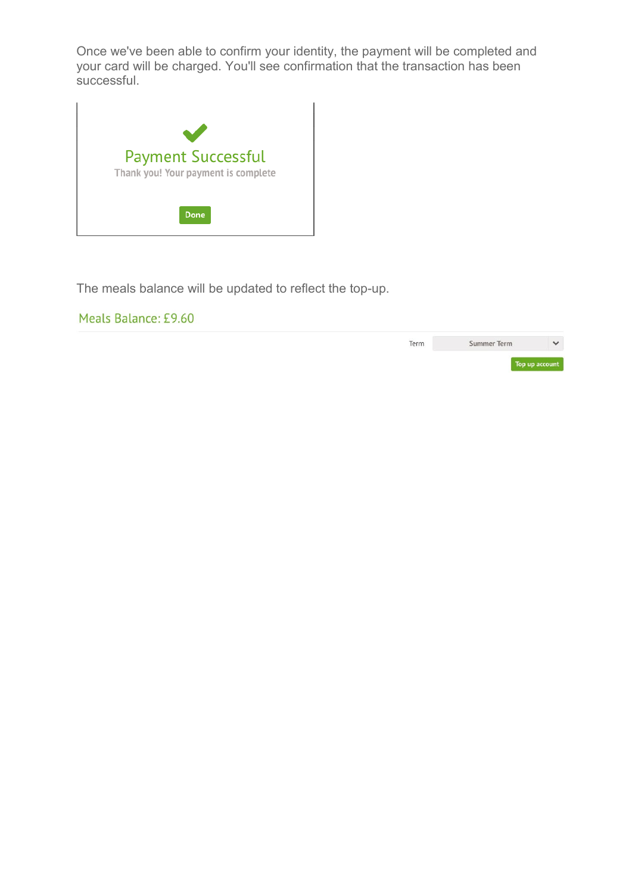Once we've been able to confirm your identity, the payment will be completed and your card will be charged. You'll see confirmation that the transaction has been successful.

Payment Successful

Thank you! Your payment is complete

Done

The meals balance will be updated to reflect the top-up.

Meals Balance: £9.60

Term Summer Term

Top up account